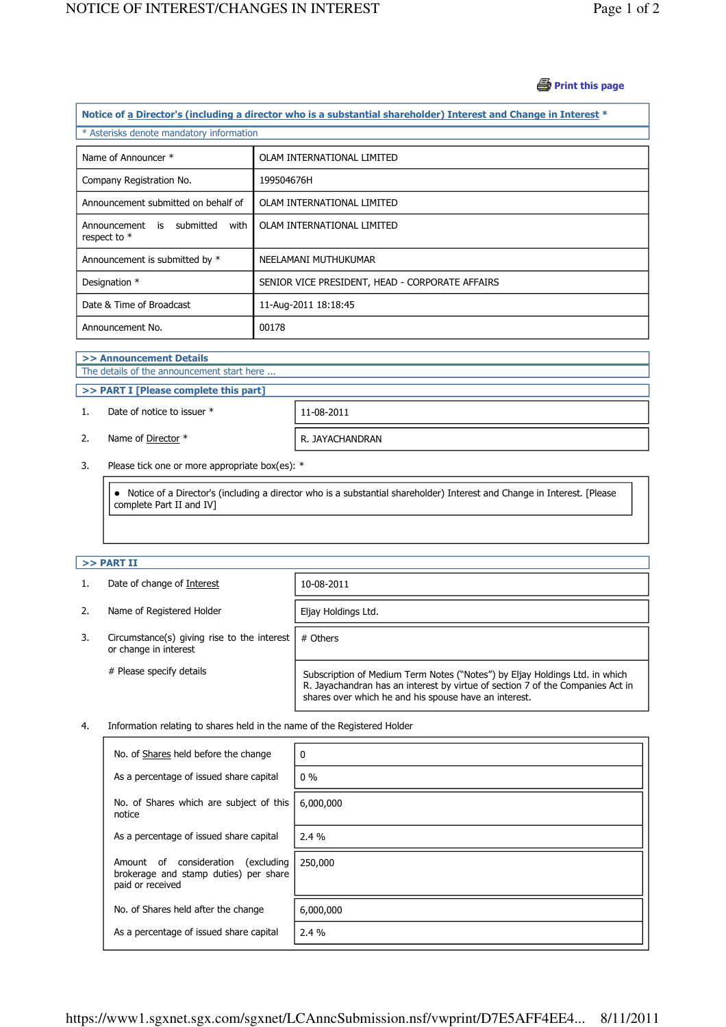Print this page

**Notice of a Director's (including a director who is a substantial shareholder) Interest and Change in Interest \***

\* Asterisks denote mandatory information

| | |
|---|---|
| Name of Announcer * | OLAM INTERNATIONAL LIMITED |
| Company Registration No. | 199504676H |
| Announcement submitted on behalf of | OLAM INTERNATIONAL LIMITED |
| Announcement is submitted with respect to * | OLAM INTERNATIONAL LIMITED |
| Announcement is submitted by * | NEELAMANI MUTHUKUMAR |
| Designation * | SENIOR VICE PRESIDENT, HEAD - CORPORATE AFFAIRS |
| Date & Time of Broadcast | 11-Aug-2011 18:18:45 |
| Announcement No. | 00178 |

**>> Announcement Details**

The details of the announcement start here ...

**>> PART I [Please complete this part]**

| | | |
|---|---|---|
| 1. | Date of notice to issuer * | 11-08-2011 |
| 2. | Name of Director * | R. JAYACHANDRAN |

3. Please tick one or more appropriate box(es): *

- Notice of a Director's (including a director who is a substantial shareholder) Interest and Change in Interest. [Please complete Part II and IV]

**>> PART II**

| | | |
|---|---|---|
| 1. | Date of change of Interest | 10-08-2011 |
| 2. | Name of Registered Holder | Eljay Holdings Ltd. |
| 3. | Circumstance(s) giving rise to the interest or change in interest | # Others |
| | # Please specify details | Subscription of Medium Term Notes (“Notes”) by Eljay Holdings Ltd. in which R. Jayachandran has an interest by virtue of section 7 of the Companies Act in shares over which he and his spouse have an interest. |

4. Information relating to shares held in the name of the Registered Holder

| | |
|---|---|
| No. of Shares held before the change | 0 |
| As a percentage of issued share capital | 0 % |
| No. of Shares which are subject of this notice | 6,000,000 |
| As a percentage of issued share capital | 2.4 % |
| Amount of consideration (excluding brokerage and stamp duties) per share paid or received | 250,000 |
| No. of Shares held after the change | 6,000,000 |
| As a percentage of issued share capital | 2.4 % |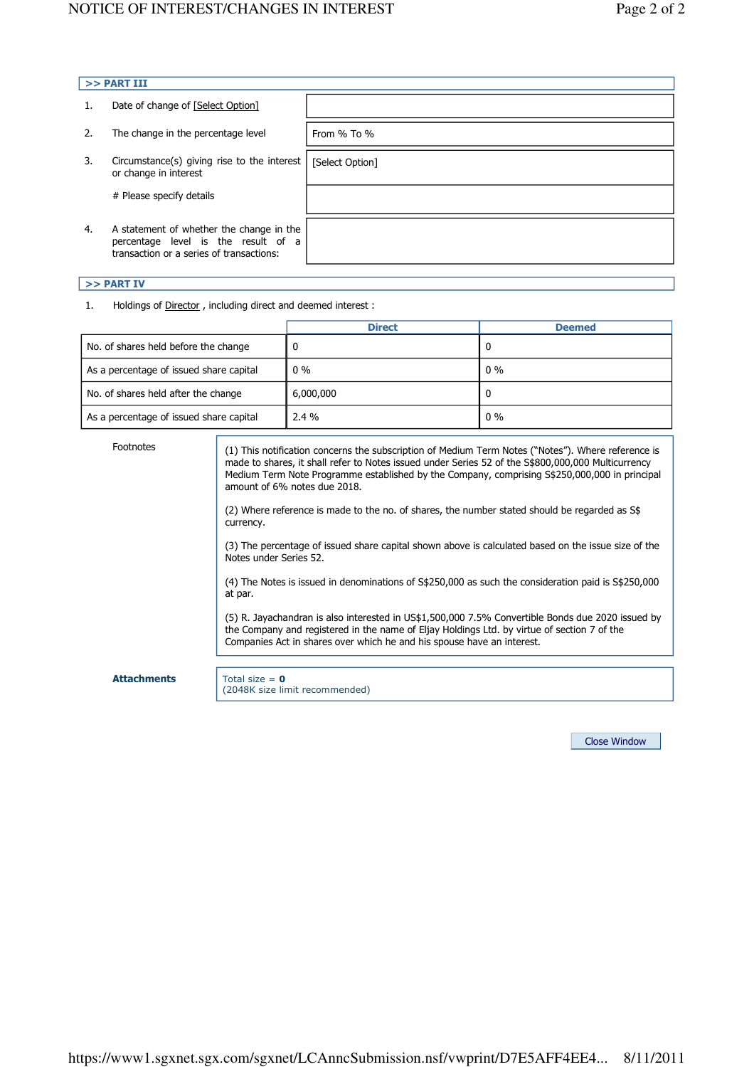## >> PART III

| | | |
|---|---|---|
| 1. | Date of change of [Select Option] | |
| 2. | The change in the percentage level | From % To % |
| 3. | Circumstance(s) giving rise to the interest or change in interest | [Select Option] |
| | # Please specify details | |
| 4. | A statement of whether the change in the percentage level is the result of a transaction or a series of transactions: | |

## >> PART IV

1. Holdings of Director , including direct and deemed interest :

| | Direct | Deemed |
|---|---|---|
| No. of shares held before the change | 0 | 0 |
| As a percentage of issued share capital | 0 % | 0 % |
| No. of shares held after the change | 6,000,000 | 0 |
| As a percentage of issued share capital | 2.4 % | 0 % |

**Footnotes**

(1) This notification concerns the subscription of Medium Term Notes ("Notes"). Where reference is made to shares, it shall refer to Notes issued under Series 52 of the S$800,000,000 Multicurrency Medium Term Note Programme established by the Company, comprising S$250,000,000 in principal amount of 6% notes due 2018.

(2) Where reference is made to the no. of shares, the number stated should be regarded as S$ currency.

(3) The percentage of issued share capital shown above is calculated based on the issue size of the Notes under Series 52.

(4) The Notes is issued in denominations of S$250,000 as such the consideration paid is S$250,000 at par.

(5) R. Jayachandran is also interested in US$1,500,000 7.5% Convertible Bonds due 2020 issued by the Company and registered in the name of Eljay Holdings Ltd. by virtue of section 7 of the Companies Act in shares over which he and his spouse have an interest.

**Attachments**

Total size = **0**
(2048K size limit recommended)

Close Window